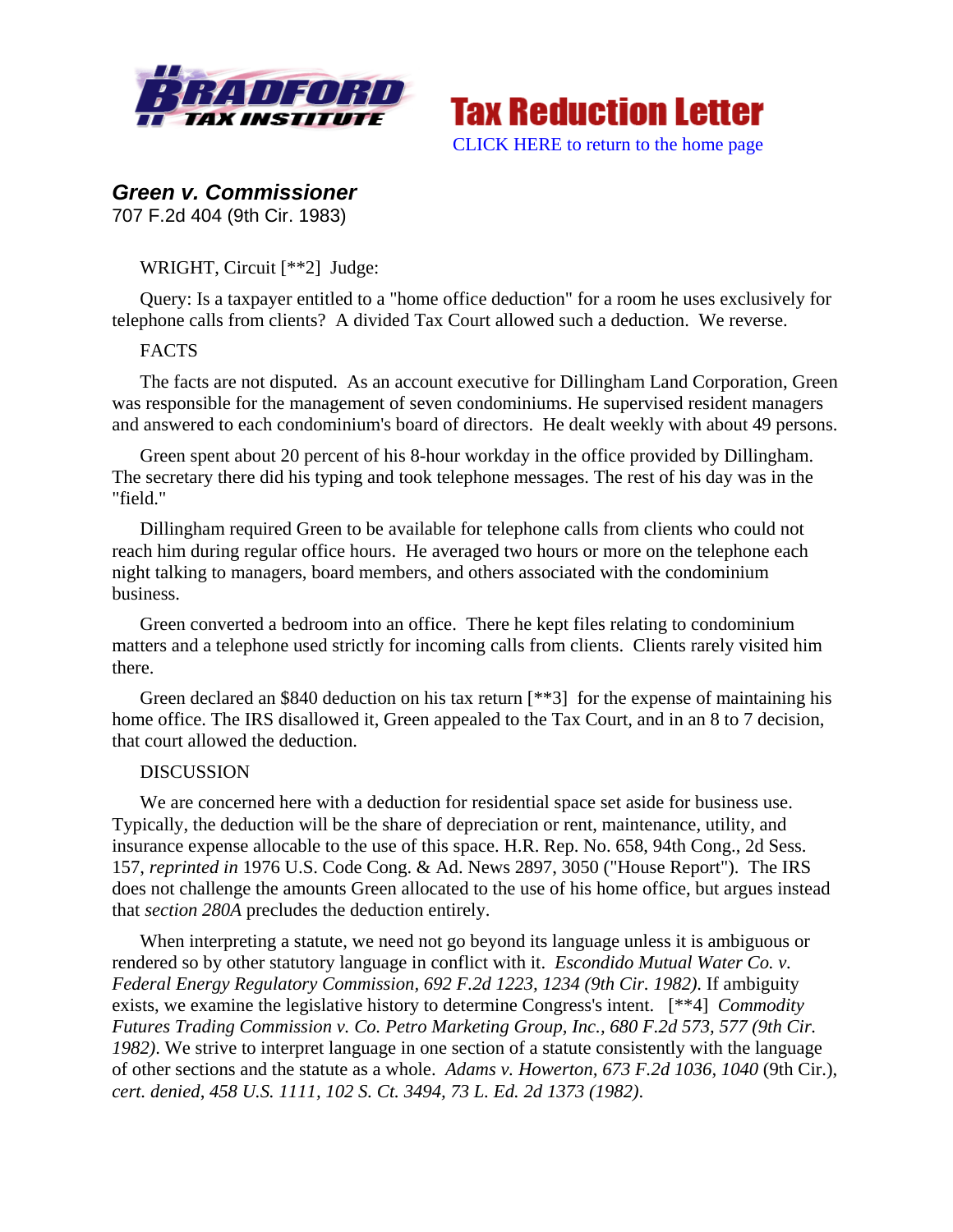Bradford Tax Institute — Tax Reduction Letter

CLICK HERE to return to the home page

## *Green v. Commissioner*

707 F.2d 404 (9th Cir. 1983)

WRIGHT, Circuit [**2] Judge:

Query: Is a taxpayer entitled to a "home office deduction" for a room he uses exclusively for telephone calls from clients? A divided Tax Court allowed such a deduction. We reverse.

FACTS

The facts are not disputed. As an account executive for Dillingham Land Corporation, Green was responsible for the management of seven condominiums. He supervised resident managers and answered to each condominium's board of directors. He dealt weekly with about 49 persons.

Green spent about 20 percent of his 8-hour workday in the office provided by Dillingham. The secretary there did his typing and took telephone messages. The rest of his day was in the "field."

Dillingham required Green to be available for telephone calls from clients who could not reach him during regular office hours. He averaged two hours or more on the telephone each night talking to managers, board members, and others associated with the condominium business.

Green converted a bedroom into an office. There he kept files relating to condominium matters and a telephone used strictly for incoming calls from clients. Clients rarely visited him there.

Green declared an $840 deduction on his tax return [**3] for the expense of maintaining his home office. The IRS disallowed it, Green appealed to the Tax Court, and in an 8 to 7 decision, that court allowed the deduction.

DISCUSSION

We are concerned here with a deduction for residential space set aside for business use. Typically, the deduction will be the share of depreciation or rent, maintenance, utility, and insurance expense allocable to the use of this space. H.R. Rep. No. 658, 94th Cong., 2d Sess. 157, *reprinted in* 1976 U.S. Code Cong. & Ad. News 2897, 3050 ("House Report"). The IRS does not challenge the amounts Green allocated to the use of his home office, but argues instead that *section 280A* precludes the deduction entirely.

When interpreting a statute, we need not go beyond its language unless it is ambiguous or rendered so by other statutory language in conflict with it. *Escondido Mutual Water Co. v. Federal Energy Regulatory Commission, 692 F.2d 1223, 1234 (9th Cir. 1982)*. If ambiguity exists, we examine the legislative history to determine Congress's intent. [**4] *Commodity Futures Trading Commission v. Co. Petro Marketing Group, Inc., 680 F.2d 573, 577 (9th Cir. 1982)*. We strive to interpret language in one section of a statute consistently with the language of other sections and the statute as a whole. *Adams v. Howerton, 673 F.2d 1036, 1040* (9th Cir.), *cert. denied, 458 U.S. 1111, 102 S. Ct. 3494, 73 L. Ed. 2d 1373 (1982)*.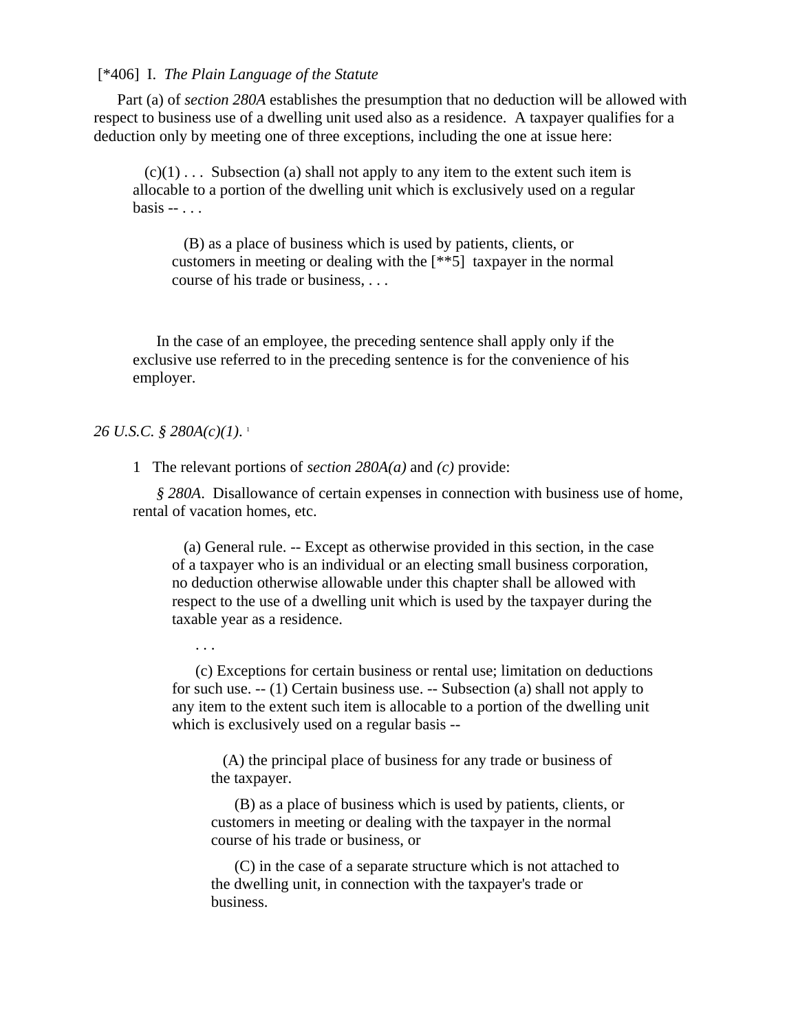[*406] I. *The Plain Language of the Statute*

Part (a) of *section 280A* establishes the presumption that no deduction will be allowed with respect to business use of a dwelling unit used also as a residence. A taxpayer qualifies for a deduction only by meeting one of three exceptions, including the one at issue here:

> (c)(1) . . . Subsection (a) shall not apply to any item to the extent such item is allocable to a portion of the dwelling unit which is exclusively used on a regular basis -- . . .
>
> > (B) as a place of business which is used by patients, clients, or customers in meeting or dealing with the [**5] taxpayer in the normal course of his trade or business, . . .
>
> In the case of an employee, the preceding sentence shall apply only if the exclusive use referred to in the preceding sentence is for the convenience of his employer.

*26 U.S.C. § 280A(c)(1)*. [1]

1 The relevant portions of *section 280A(a)* and *(c)* provide:

> *§ 280A*. Disallowance of certain expenses in connection with business use of home, rental of vacation homes, etc.
>
> > (a) General rule. -- Except as otherwise provided in this section, in the case of a taxpayer who is an individual or an electing small business corporation, no deduction otherwise allowable under this chapter shall be allowed with respect to the use of a dwelling unit which is used by the taxpayer during the taxable year as a residence.
> >
> > . . .
> >
> > (c) Exceptions for certain business or rental use; limitation on deductions for such use. -- (1) Certain business use. -- Subsection (a) shall not apply to any item to the extent such item is allocable to a portion of the dwelling unit which is exclusively used on a regular basis --
> >
> > > (A) the principal place of business for any trade or business of the taxpayer.
> > >
> > > (B) as a place of business which is used by patients, clients, or customers in meeting or dealing with the taxpayer in the normal course of his trade or business, or
> > >
> > > (C) in the case of a separate structure which is not attached to the dwelling unit, in connection with the taxpayer's trade or business.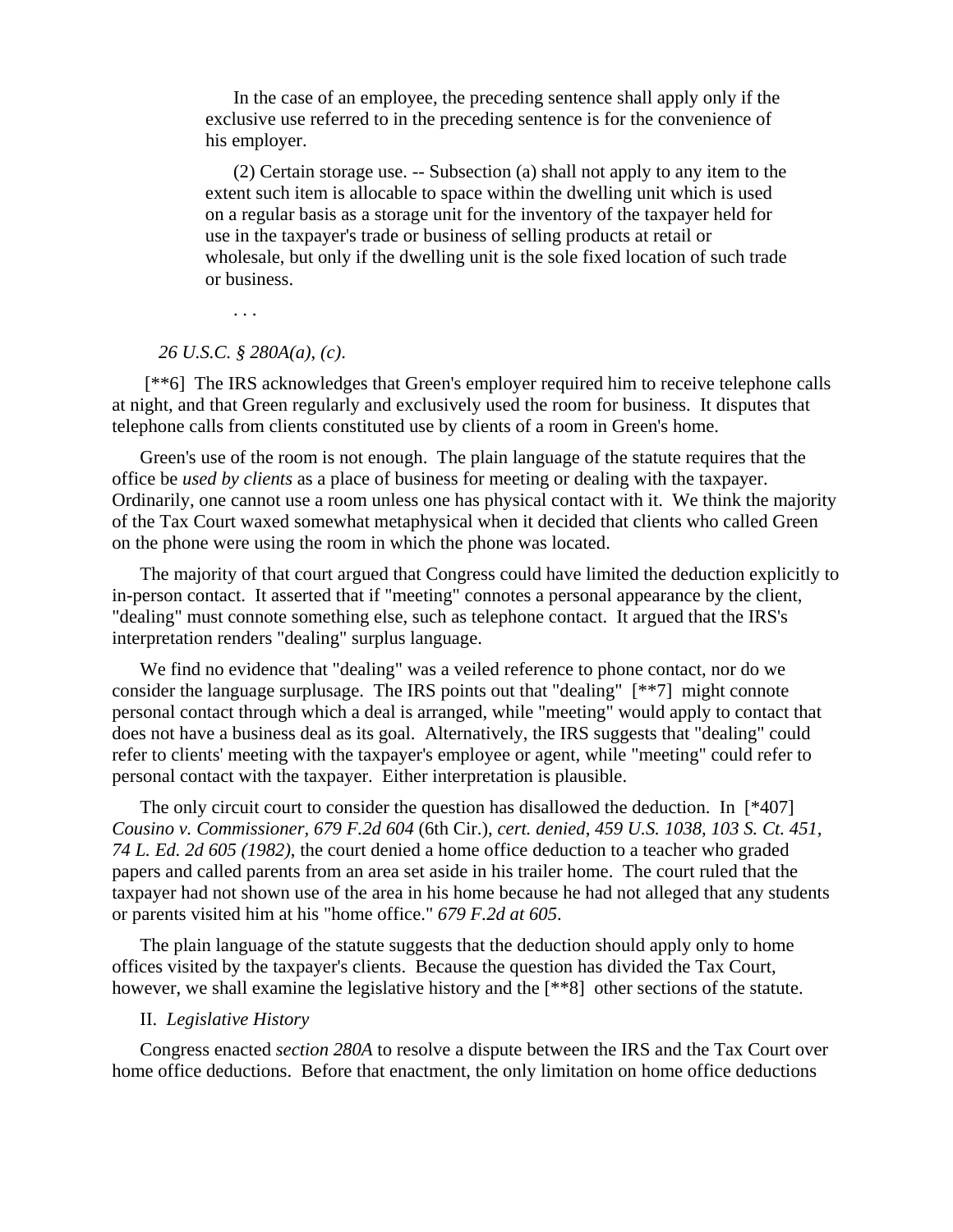In the case of an employee, the preceding sentence shall apply only if the exclusive use referred to in the preceding sentence is for the convenience of his employer.

(2) Certain storage use. -- Subsection (a) shall not apply to any item to the extent such item is allocable to space within the dwelling unit which is used on a regular basis as a storage unit for the inventory of the taxpayer held for use in the taxpayer's trade or business of selling products at retail or wholesale, but only if the dwelling unit is the sole fixed location of such trade or business.

. . .

*26 U.S.C. § 280A(a), (c).*

[**6] The IRS acknowledges that Green's employer required him to receive telephone calls at night, and that Green regularly and exclusively used the room for business. It disputes that telephone calls from clients constituted use by clients of a room in Green's home.

Green's use of the room is not enough. The plain language of the statute requires that the office be *used by clients* as a place of business for meeting or dealing with the taxpayer. Ordinarily, one cannot use a room unless one has physical contact with it. We think the majority of the Tax Court waxed somewhat metaphysical when it decided that clients who called Green on the phone were using the room in which the phone was located.

The majority of that court argued that Congress could have limited the deduction explicitly to in-person contact. It asserted that if "meeting" connotes a personal appearance by the client, "dealing" must connote something else, such as telephone contact. It argued that the IRS's interpretation renders "dealing" surplus language.

We find no evidence that "dealing" was a veiled reference to phone contact, nor do we consider the language surplusage. The IRS points out that "dealing" [**7] might connote personal contact through which a deal is arranged, while "meeting" would apply to contact that does not have a business deal as its goal. Alternatively, the IRS suggests that "dealing" could refer to clients' meeting with the taxpayer's employee or agent, while "meeting" could refer to personal contact with the taxpayer. Either interpretation is plausible.

The only circuit court to consider the question has disallowed the deduction. In [*407] *Cousino v. Commissioner, 679 F.2d 604* (6th Cir.), *cert. denied, 459 U.S. 1038, 103 S. Ct. 451, 74 L. Ed. 2d 605 (1982)*, the court denied a home office deduction to a teacher who graded papers and called parents from an area set aside in his trailer home. The court ruled that the taxpayer had not shown use of the area in his home because he had not alleged that any students or parents visited him at his "home office." *679 F.2d at 605*.

The plain language of the statute suggests that the deduction should apply only to home offices visited by the taxpayer's clients. Because the question has divided the Tax Court, however, we shall examine the legislative history and the [**8] other sections of the statute.

II. *Legislative History*

Congress enacted *section 280A* to resolve a dispute between the IRS and the Tax Court over home office deductions. Before that enactment, the only limitation on home office deductions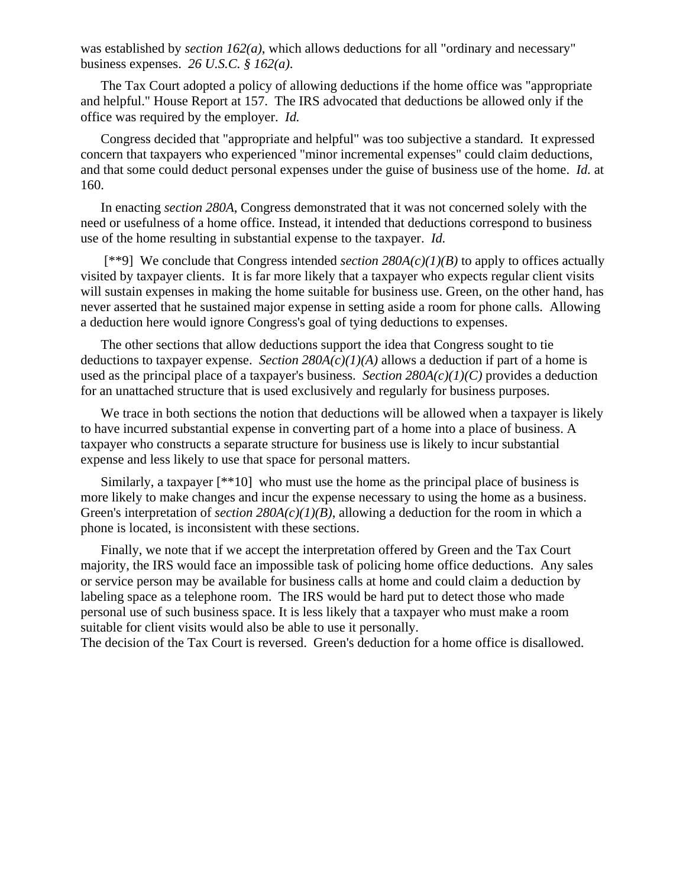was established by *section 162(a)*, which allows deductions for all "ordinary and necessary" business expenses. *26 U.S.C. § 162(a)*.

The Tax Court adopted a policy of allowing deductions if the home office was "appropriate and helpful." House Report at 157. The IRS advocated that deductions be allowed only if the office was required by the employer. *Id.*

Congress decided that "appropriate and helpful" was too subjective a standard. It expressed concern that taxpayers who experienced "minor incremental expenses" could claim deductions, and that some could deduct personal expenses under the guise of business use of the home. *Id.* at 160.

In enacting *section 280A*, Congress demonstrated that it was not concerned solely with the need or usefulness of a home office. Instead, it intended that deductions correspond to business use of the home resulting in substantial expense to the taxpayer. *Id.*

[**9] We conclude that Congress intended *section 280A(c)(1)(B)* to apply to offices actually visited by taxpayer clients. It is far more likely that a taxpayer who expects regular client visits will sustain expenses in making the home suitable for business use. Green, on the other hand, has never asserted that he sustained major expense in setting aside a room for phone calls. Allowing a deduction here would ignore Congress's goal of tying deductions to expenses.

The other sections that allow deductions support the idea that Congress sought to tie deductions to taxpayer expense. *Section 280A(c)(1)(A)* allows a deduction if part of a home is used as the principal place of a taxpayer's business. *Section 280A(c)(1)(C)* provides a deduction for an unattached structure that is used exclusively and regularly for business purposes.

We trace in both sections the notion that deductions will be allowed when a taxpayer is likely to have incurred substantial expense in converting part of a home into a place of business. A taxpayer who constructs a separate structure for business use is likely to incur substantial expense and less likely to use that space for personal matters.

Similarly, a taxpayer [**10] who must use the home as the principal place of business is more likely to make changes and incur the expense necessary to using the home as a business. Green's interpretation of *section 280A(c)(1)(B)*, allowing a deduction for the room in which a phone is located, is inconsistent with these sections.

Finally, we note that if we accept the interpretation offered by Green and the Tax Court majority, the IRS would face an impossible task of policing home office deductions. Any sales or service person may be available for business calls at home and could claim a deduction by labeling space as a telephone room. The IRS would be hard put to detect those who made personal use of such business space. It is less likely that a taxpayer who must make a room suitable for client visits would also be able to use it personally.

The decision of the Tax Court is reversed. Green's deduction for a home office is disallowed.